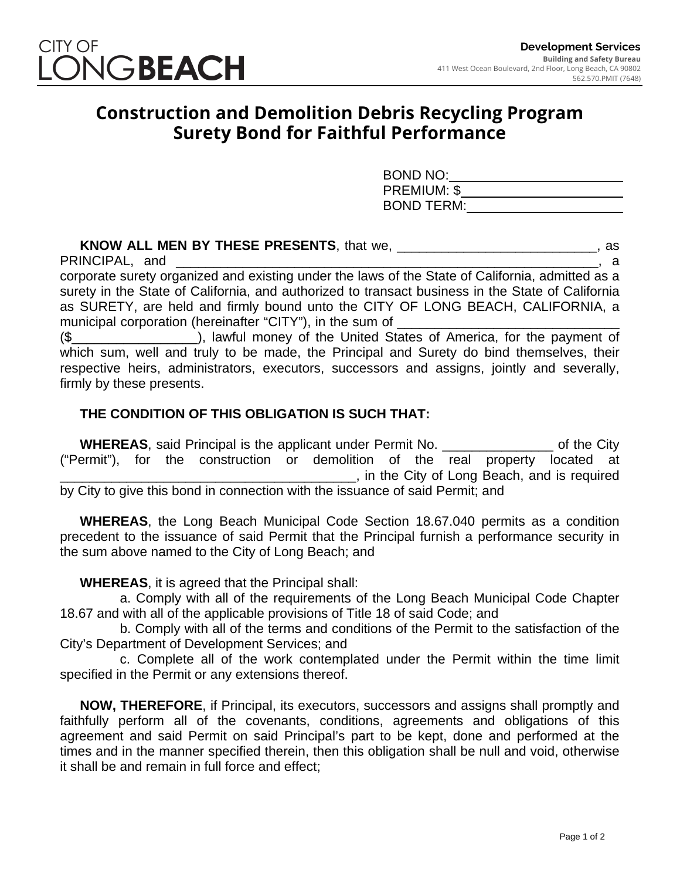CITY OF LONG BEACH

**Development Services**
Building and Safety Bureau
411 West Ocean Boulevard, 2nd Floor, Long Beach, CA 90802
562.570.PMIT (7648)

# Construction and Demolition Debris Recycling Program
# Surety Bond for Faithful Performance

BOND NO: ________________________
PREMIUM: $______________________
BOND TERM: ______________________

**KNOW ALL MEN BY THESE PRESENTS**, that we, ___________________________, as PRINCIPAL, and ____________________________________________________________, a corporate surety organized and existing under the laws of the State of California, admitted as a surety in the State of California, and authorized to transact business in the State of California as SURETY, are held and firmly bound unto the CITY OF LONG BEACH, CALIFORNIA, a municipal corporation (hereinafter "CITY"), in the sum of ______________________________ ($_________________), lawful money of the United States of America, for the payment of which sum, well and truly to be made, the Principal and Surety do bind themselves, their respective heirs, administrators, executors, successors and assigns, jointly and severally, firmly by these presents.

**THE CONDITION OF THIS OBLIGATION IS SUCH THAT:**

**WHEREAS**, said Principal is the applicant under Permit No. _______________ of the City ("Permit"), for the construction or demolition of the real property located at ________________________________________, in the City of Long Beach, and is required by City to give this bond in connection with the issuance of said Permit; and

**WHEREAS**, the Long Beach Municipal Code Section 18.67.040 permits as a condition precedent to the issuance of said Permit that the Principal furnish a performance security in the sum above named to the City of Long Beach; and

**WHEREAS**, it is agreed that the Principal shall:

a. Comply with all of the requirements of the Long Beach Municipal Code Chapter 18.67 and with all of the applicable provisions of Title 18 of said Code; and

b. Comply with all of the terms and conditions of the Permit to the satisfaction of the City's Department of Development Services; and

c. Complete all of the work contemplated under the Permit within the time limit specified in the Permit or any extensions thereof.

**NOW, THEREFORE**, if Principal, its executors, successors and assigns shall promptly and faithfully perform all of the covenants, conditions, agreements and obligations of this agreement and said Permit on said Principal's part to be kept, done and performed at the times and in the manner specified therein, then this obligation shall be null and void, otherwise it shall be and remain in full force and effect;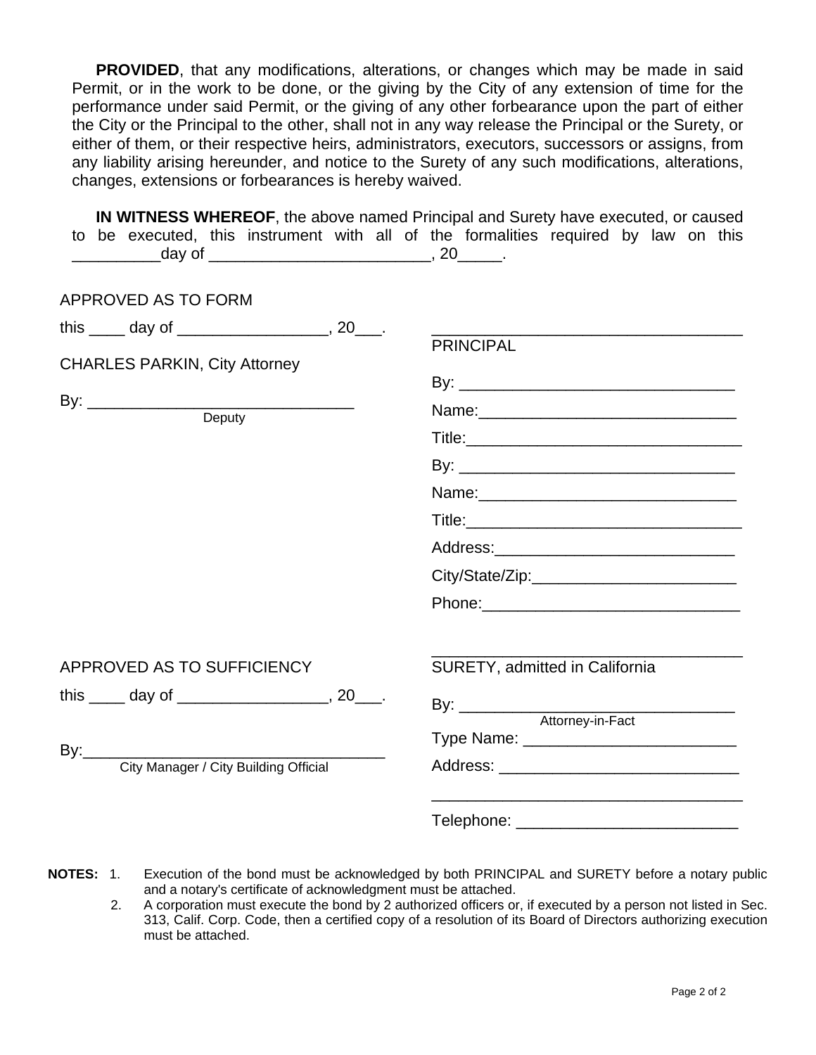**PROVIDED**, that any modifications, alterations, or changes which may be made in said Permit, or in the work to be done, or the giving by the City of any extension of time for the performance under said Permit, or the giving of any other forbearance upon the part of either the City or the Principal to the other, shall not in any way release the Principal or the Surety, or either of them, or their respective heirs, administrators, executors, successors or assigns, from any liability arising hereunder, and notice to the Surety of any such modifications, alterations, changes, extensions or forbearances is hereby waived.

**IN WITNESS WHEREOF**, the above named Principal and Surety have executed, or caused to be executed, this instrument with all of the formalities required by law on this __________day of _________________________, 20_____.

APPROVED AS TO FORM

this ____ day of _________________, 20___.

CHARLES PARKIN, City Attorney

By: ______________________________
Deputy

___________________________________
PRINCIPAL

By: _______________________________

Name:_____________________________

Title:_______________________________

By: _______________________________

Name:_____________________________

Title:_______________________________

Address:___________________________

City/State/Zip:_______________________

Phone:_____________________________

APPROVED AS TO SUFFICIENCY

this ____ day of _________________, 20___.

By:_________________________________
City Manager / City Building Official

___________________________________
SURETY, admitted in California

By: _______________________________
Attorney-in-Fact

Type Name: ________________________

Address: ___________________________

___________________________________

Telephone: _________________________

**NOTES:**

1. Execution of the bond must be acknowledged by both PRINCIPAL and SURETY before a notary public and a notary's certificate of acknowledgment must be attached.
2. A corporation must execute the bond by 2 authorized officers or, if executed by a person not listed in Sec. 313, Calif. Corp. Code, then a certified copy of a resolution of its Board of Directors authorizing execution must be attached.